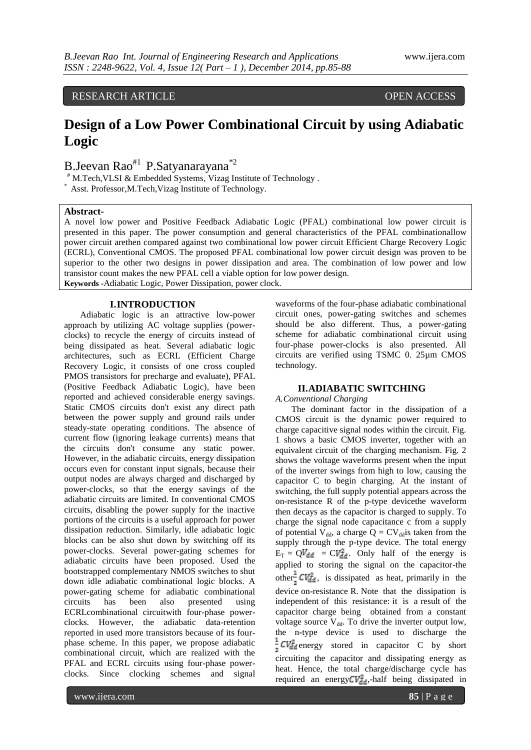RESEARCH ARTICLE OPEN ACCESS

# Design of a Low Power Combinational Circuit by using Adiabatic Logic

B.Jeevan Rao[#1] P.Satyanarayana[*2]

[#] M.Tech,VLSI & Embedded Systems, Vizag Institute of Technology .

[*] Asst. Professor,M.Tech,Vizag Institute of Technology.

**Abstract-**

A novel low power and Positive Feedback Adiabatic Logic (PFAL) combinational low power circuit is presented in this paper. The power consumption and general characteristics of the PFAL combinationallow power circuit arethen compared against two combinational low power circuit Efficient Charge Recovery Logic (ECRL), Conventional CMOS. The proposed PFAL combinational low power circuit design was proven to be superior to the other two designs in power dissipation and area. The combination of low power and low transistor count makes the new PFAL cell a viable option for low power design.

**Keywords** -Adiabatic Logic, Power Dissipation, power clock.

## I.INTRODUCTION

Adiabatic logic is an attractive low-power approach by utilizing AC voltage supplies (power-clocks) to recycle the energy of circuits instead of being dissipated as heat. Several adiabatic logic architectures, such as ECRL (Efficient Charge Recovery Logic, it consists of one cross coupled PMOS transistors for precharge and evaluate), PFAL (Positive Feedback Adiabatic Logic), have been reported and achieved considerable energy savings. Static CMOS circuits don't exist any direct path between the power supply and ground rails under steady-state operating conditions. The absence of current flow (ignoring leakage currents) means that the circuits don't consume any static power. However, in the adiabatic circuits, energy dissipation occurs even for constant input signals, because their output nodes are always charged and discharged by power-clocks, so that the energy savings of the adiabatic circuits are limited. In conventional CMOS circuits, disabling the power supply for the inactive portions of the circuits is a useful approach for power dissipation reduction. Similarly, idle adiabatic logic blocks can be also shut down by switching off its power-clocks. Several power-gating schemes for adiabatic circuits have been proposed. Used the bootstrapped complementary NMOS switches to shut down idle adiabatic combinational logic blocks. A power-gating scheme for adiabatic combinational circuits has been also presented using ECRLcombinational circuitwith four-phase power-clocks. However, the adiabatic data-retention reported in used more transistors because of its four-phase scheme. In this paper, we propose adiabatic combinational circuit, which are realized with the PFAL and ECRL circuits using four-phase power-clocks. Since clocking schemes and signal waveforms of the four-phase adiabatic combinational circuit ones, power-gating switches and schemes should be also different. Thus, a power-gating scheme for adiabatic combinational circuit using four-phase power-clocks is also presented. All circuits are verified using TSMC 0. 25μm CMOS technology.

## II.ADIABATIC SWITCHING

*A.Conventional Charging*

The dominant factor in the dissipation of a CMOS circuit is the dynamic power required to charge capacitive signal nodes within the circuit. Fig. 1 shows a basic CMOS inverter, together with an equivalent circuit of the charging mechanism. Fig. 2 shows the voltage waveforms present when the input of the inverter swings from high to low, causing the capacitor C to begin charging. At the instant of switching, the full supply potential appears across the on-resistance R of the p-type devicethe waveform then decays as the capacitor is charged to supply. To charge the signal node capacitance c from a supply of potential $V_{dd}$, a charge $Q = CV_{dd}$is taken from the supply through the p-type device. The total energy $E_T = QV_{dd} = CV_{dd}^2$. Only half of the energy is applied to storing the signal on the capacitor-the other$\frac{1}{2}CV_{dd}^2$, is dissipated as heat, primarily in the device on-resistance R. Note that the dissipation is independent of this resistance: it is a result of the capacitor charge being obtained from a constant voltage source $V_{dd}$. To drive the inverter output low, the n-type device is used to discharge the $\frac{1}{2}CV_{dd}^2$ energy stored in capacitor C by short circuiting the capacitor and dissipating energy as heat. Hence, the total charge/discharge cycle has required an energy$CV_{dd}^2$,-half being dissipated in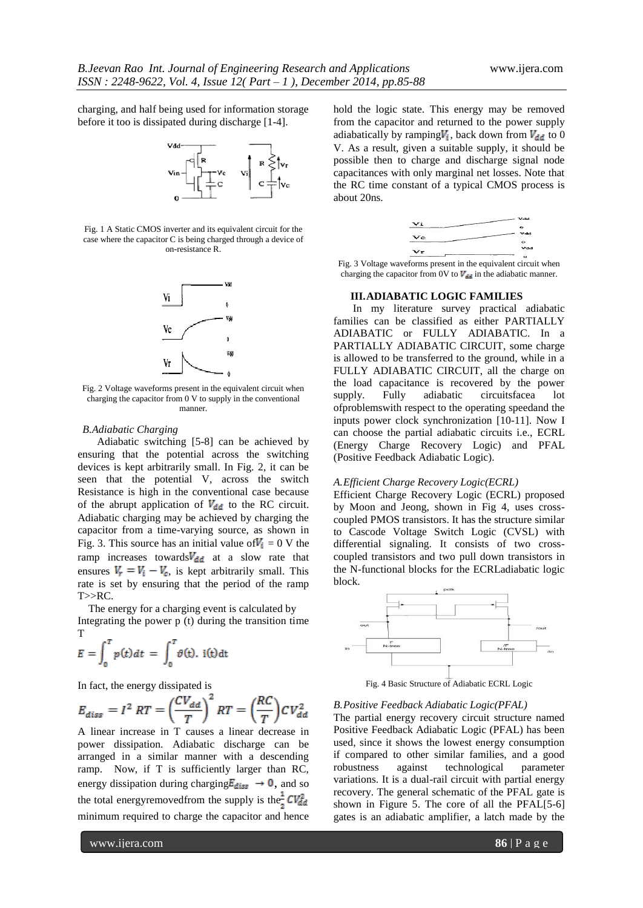charging, and half being used for information storage before it too is dissipated during discharge [1-4].

Fig. 1 A Static CMOS inverter and its equivalent circuit for the case where the capacitor C is being charged through a device of on-resistance R.

Fig. 2 Voltage waveforms present in the equivalent circuit when charging the capacitor from 0 V to supply in the conventional manner.

### *B.Adiabatic Charging*

Adiabatic switching [5-8] can be achieved by ensuring that the potential across the switching devices is kept arbitrarily small. In Fig. 2, it can be seen that the potential V, across the switch Resistance is high in the conventional case because of the abrupt application of $V_{dd}$ to the RC circuit. Adiabatic charging may be achieved by charging the capacitor from a time-varying source, as shown in Fig. 3. This source has an initial value of $V_i$ = 0 V the ramp increases towards $V_{dd}$ at a slow rate that ensures $V_r = V_i - V_c$, is kept arbitrarily small. This rate is set by ensuring that the period of the ramp T>>RC.

The energy for a charging event is calculated by Integrating the power p (t) during the transition time T

$$E = \int_0^T p(t)dt = \int_0^T \vartheta(t).\ i(t)dt$$

In fact, the energy dissipated is

$$E_{diss} = I^2\ RT = \left(\frac{CV_{dd}}{T}\right)^2 RT = \left(\frac{RC}{T}\right) CV_{dd}^2$$

A linear increase in T causes a linear decrease in power dissipation. Adiabatic discharge can be arranged in a similar manner with a descending ramp. Now, if T is sufficiently larger than RC, energy dissipation during charging $E_{diss} \rightarrow 0$, and so the total energyremovedfrom the supply is the $\frac{1}{2}CV_{dd}^2$ minimum required to charge the capacitor and hence hold the logic state. This energy may be removed from the capacitor and returned to the power supply adiabatically by ramping $V_i$, back down from $V_{dd}$ to 0 V. As a result, given a suitable supply, it should be possible then to charge and discharge signal node capacitances with only marginal net losses. Note that the RC time constant of a typical CMOS process is about 20ns.

Fig. 3 Voltage waveforms present in the equivalent circuit when charging the capacitor from 0V to $V_{dd}$ in the adiabatic manner.

## III. ADIABATIC LOGIC FAMILIES

In my literature survey practical adiabatic families can be classified as either PARTIALLY ADIABATIC or FULLY ADIABATIC. In a PARTIALLY ADIABATIC CIRCUIT, some charge is allowed to be transferred to the ground, while in a FULLY ADIABATIC CIRCUIT, all the charge on the load capacitance is recovered by the power supply. Fully adiabatic circuitsfacea lot ofproblemswith respect to the operating speedand the inputs power clock synchronization [10-11]. Now I can choose the partial adiabatic circuits i.e., ECRL (Energy Charge Recovery Logic) and PFAL (Positive Feedback Adiabatic Logic).

### *A.Efficient Charge Recovery Logic(ECRL)*

Efficient Charge Recovery Logic (ECRL) proposed by Moon and Jeong, shown in Fig 4, uses cross-coupled PMOS transistors. It has the structure similar to Cascode Voltage Switch Logic (CVSL) with differential signaling. It consists of two cross-coupled transistors and two pull down transistors in the N-functional blocks for the ECRLadiabatic logic block.

Fig. 4 Basic Structure of Adiabatic ECRL Logic

### *B.Positive Feedback Adiabatic Logic(PFAL)*

The partial energy recovery circuit structure named Positive Feedback Adiabatic Logic (PFAL) has been used, since it shows the lowest energy consumption if compared to other similar families, and a good robustness against technological parameter variations. It is a dual-rail circuit with partial energy recovery. The general schematic of the PFAL gate is shown in Figure 5. The core of all the PFAL[5-6] gates is an adiabatic amplifier, a latch made by the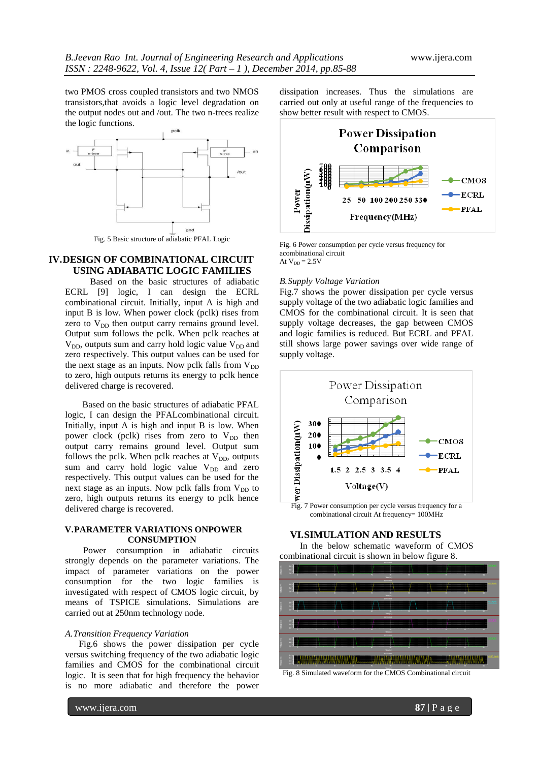two PMOS cross coupled transistors and two NMOS transistors,that avoids a logic level degradation on the output nodes out and /out. The two n-trees realize the logic functions.

Fig. 5 Basic structure of adiabatic PFAL Logic

## IV.DESIGN OF COMBINATIONAL CIRCUIT USING ADIABATIC LOGIC FAMILIES

Based on the basic structures of adiabatic ECRL [9] logic, I can design the ECRL combinational circuit. Initially, input A is high and input B is low. When power clock (pclk) rises from zero to $V_{DD}$ then output carry remains ground level. Output sum follows the pclk. When pclk reaches at $V_{DD}$, outputs sum and carry hold logic value $V_{DD}$ and zero respectively. This output values can be used for the next stage as an inputs. Now pclk falls from $V_{DD}$ to zero, high outputs returns its energy to pclk hence delivered charge is recovered.

Based on the basic structures of adiabatic PFAL logic, I can design the PFALcombinational circuit. Initially, input A is high and input B is low. When power clock (pclk) rises from zero to $V_{DD}$ then output carry remains ground level. Output sum follows the pclk. When pclk reaches at $V_{DD}$, outputs sum and carry hold logic value $V_{DD}$ and zero respectively. This output values can be used for the next stage as an inputs. Now pclk falls from $V_{DD}$ to zero, high outputs returns its energy to pclk hence delivered charge is recovered.

## V.PARAMETER VARIATIONS ONPOWER CONSUMPTION

Power consumption in adiabatic circuits strongly depends on the parameter variations. The impact of parameter variations on the power consumption for the two logic families is investigated with respect of CMOS logic circuit, by means of TSPICE simulations. Simulations are carried out at 250nm technology node.

### *A.Transition Frequency Variation*

Fig.6 shows the power dissipation per cycle versus switching frequency of the two adiabatic logic families and CMOS for the combinational circuit logic. It is seen that for high frequency the behavior is no more adiabatic and therefore the power dissipation increases. Thus the simulations are carried out only at useful range of the frequencies to show better result with respect to CMOS.

Fig. 6 Power consumption per cycle versus frequency for acombinational circuit
At $V_{DD}$ = 2.5V

### *B.Supply Voltage Variation*

Fig.7 shows the power dissipation per cycle versus supply voltage of the two adiabatic logic families and CMOS for the combinational circuit. It is seen that supply voltage decreases, the gap between CMOS and logic families is reduced. But ECRL and PFAL still shows large power savings over wide range of supply voltage.

Fig. 7 Power consumption per cycle versus frequency for a combinational circuit At frequency= 100MHz

## VI.SIMULATION AND RESULTS

In the below schematic waveform of CMOS combinational circuit is shown in below figure 8.

Fig. 8 Simulated waveform for the CMOS Combinational circuit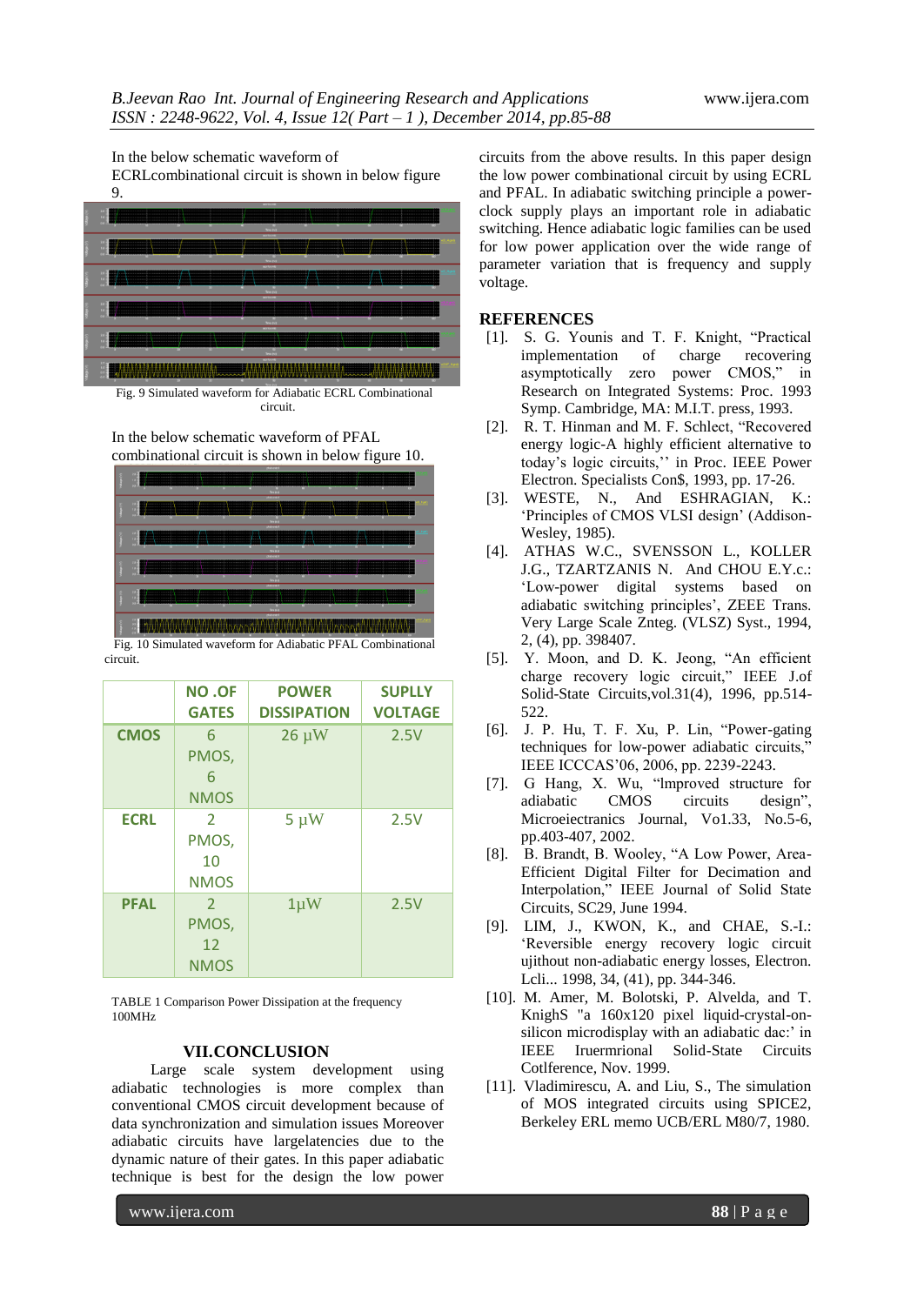In the below schematic waveform of ECRLcombinational circuit is shown in below figure 9.

Fig. 9 Simulated waveform for Adiabatic ECRL Combinational circuit.

In the below schematic waveform of PFAL combinational circuit is shown in below figure 10.

Fig. 10 Simulated waveform for Adiabatic PFAL Combinational circuit.

| | NO .OF GATES | POWER DISSIPATION | SUPLLY VOLTAGE |
|---|---|---|---|
| **CMOS** | 6 PMOS, 6 NMOS | 26 μW | 2.5V |
| **ECRL** | 2 PMOS, 10 NMOS | 5 μW | 2.5V |
| **PFAL** | 2 PMOS, 12 NMOS | 1μW | 2.5V |

TABLE 1 Comparison Power Dissipation at the frequency 100MHz

## VII.CONCLUSION

Large scale system development using adiabatic technologies is more complex than conventional CMOS circuit development because of data synchronization and simulation issues Moreover adiabatic circuits have largelatencies due to the dynamic nature of their gates. In this paper adiabatic technique is best for the design the low power circuits from the above results. In this paper design the low power combinational circuit by using ECRL and PFAL. In adiabatic switching principle a power-clock supply plays an important role in adiabatic switching. Hence adiabatic logic families can be used for low power application over the wide range of parameter variation that is frequency and supply voltage.

## REFERENCES

[1]. S. G. Younis and T. F. Knight, "Practical implementation of charge recovering asymptotically zero power CMOS," in Research on Integrated Systems: Proc. 1993 Symp. Cambridge, MA: M.I.T. press, 1993.

[2]. R. T. Hinman and M. F. Schlect, "Recovered energy logic-A highly efficient alternative to today's logic circuits,'' in Proc. IEEE Power Electron. Specialists Con$, 1993, pp. 17-26.

[3]. WESTE, N., And ESHRAGIAN, K.: 'Principles of CMOS VLSI design' (Addison-Wesley, 1985).

[4]. ATHAS W.C., SVENSSON L., KOLLER J.G., TZARTZANIS N. And CHOU E.Y.c.: 'Low-power digital systems based on adiabatic switching principles', ZEEE Trans. Very Large Scale Znteg. (VLSZ) Syst., 1994, 2, (4), pp. 398407.

[5]. Y. Moon, and D. K. Jeong, "An efficient charge recovery logic circuit," IEEE J.of Solid-State Circuits,vol.31(4), 1996, pp.514-522.

[6]. J. P. Hu, T. F. Xu, P. Lin, "Power-gating techniques for low-power adiabatic circuits," IEEE ICCCAS'06, 2006, pp. 2239-2243.

[7]. G Hang, X. Wu, "lmproved structure for adiabatic CMOS circuits design", Microeiectranics Journal, Vo1.33, No.5-6, pp.403-407, 2002.

[8]. B. Brandt, B. Wooley, "A Low Power, Area-Efficient Digital Filter for Decimation and Interpolation," IEEE Journal of Solid State Circuits, SC29, June 1994.

[9]. LIM, J., KWON, K., and CHAE, S.-I.: 'Reversible energy recovery logic circuit ujithout non-adiabatic energy losses, Electron. Lcli... 1998, 34, (41), pp. 344-346.

[10]. M. Amer, M. Bolotski, P. Alvelda, and T. KnighS "a 160x120 pixel liquid-crystal-on-silicon microdisplay with an adiabatic dac:' in IEEE Iruermrional Solid-State Circuits Cotlference, Nov. 1999.

[11]. Vladimirescu, A. and Liu, S., The simulation of MOS integrated circuits using SPICE2, Berkeley ERL memo UCB/ERL M80/7, 1980.